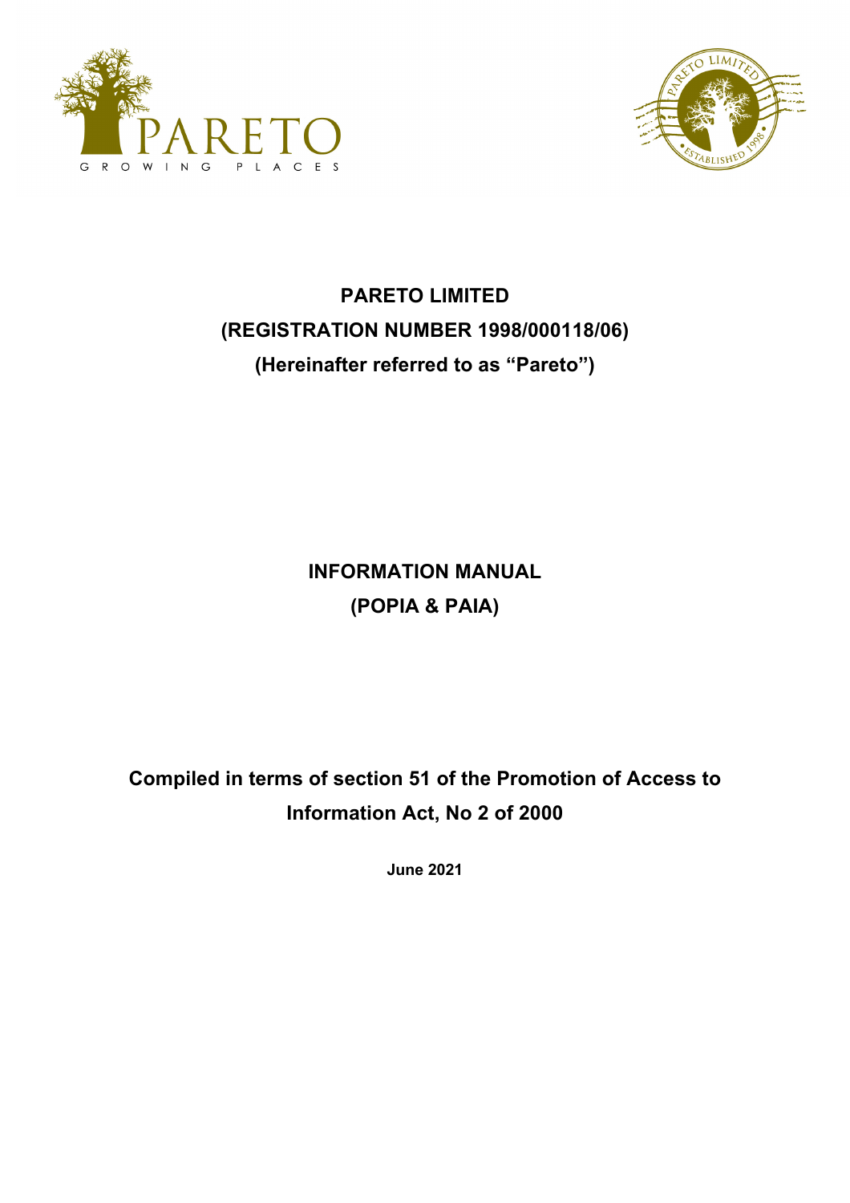# PARETO LIMITED

# (REGISTRATION NUMBER 1998/000118/06)

# (Hereinafter referred to as "Pareto")

# INFORMATION MANUAL

# (POPIA & PAIA)

## Compiled in terms of section 51 of the Promotion of Access to Information Act, No 2 of 2000

**June 2021**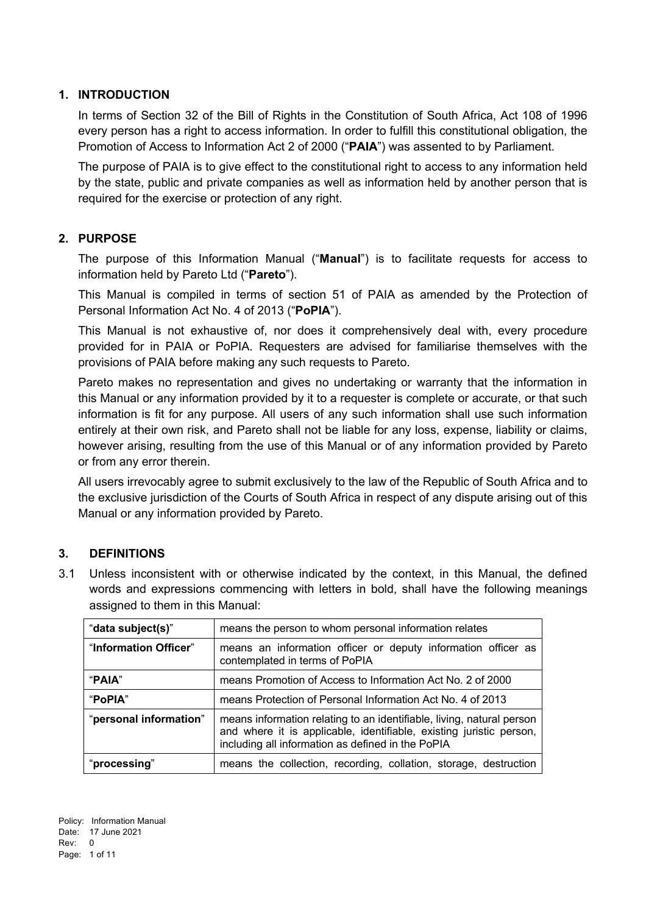## 1. INTRODUCTION

In terms of Section 32 of the Bill of Rights in the Constitution of South Africa, Act 108 of 1996 every person has a right to access information. In order to fulfill this constitutional obligation, the Promotion of Access to Information Act 2 of 2000 ("**PAIA**") was assented to by Parliament.

The purpose of PAIA is to give effect to the constitutional right to access to any information held by the state, public and private companies as well as information held by another person that is required for the exercise or protection of any right.

## 2. PURPOSE

The purpose of this Information Manual ("**Manual**") is to facilitate requests for access to information held by Pareto Ltd ("**Pareto**").

This Manual is compiled in terms of section 51 of PAIA as amended by the Protection of Personal Information Act No. 4 of 2013 ("**PoPIA**").

This Manual is not exhaustive of, nor does it comprehensively deal with, every procedure provided for in PAIA or PoPIA. Requesters are advised for familiarise themselves with the provisions of PAIA before making any such requests to Pareto.

Pareto makes no representation and gives no undertaking or warranty that the information in this Manual or any information provided by it to a requester is complete or accurate, or that such information is fit for any purpose. All users of any such information shall use such information entirely at their own risk, and Pareto shall not be liable for any loss, expense, liability or claims, however arising, resulting from the use of this Manual or of any information provided by Pareto or from any error therein.

All users irrevocably agree to submit exclusively to the law of the Republic of South Africa and to the exclusive jurisdiction of the Courts of South Africa in respect of any dispute arising out of this Manual or any information provided by Pareto.

## 3. DEFINITIONS

3.1 Unless inconsistent with or otherwise indicated by the context, in this Manual, the defined words and expressions commencing with letters in bold, shall have the following meanings assigned to them in this Manual:

| | |
|---|---|
| "**data subject(s)**" | means the person to whom personal information relates |
| "**Information Officer**" | means an information officer or deputy information officer as contemplated in terms of PoPIA |
| "**PAIA**" | means Promotion of Access to Information Act No. 2 of 2000 |
| "**PoPIA**" | means Protection of Personal Information Act No. 4 of 2013 |
| "**personal information**" | means information relating to an identifiable, living, natural person and where it is applicable, identifiable, existing juristic person, including all information as defined in the PoPIA |
| "**processing**" | means the collection, recording, collation, storage, destruction |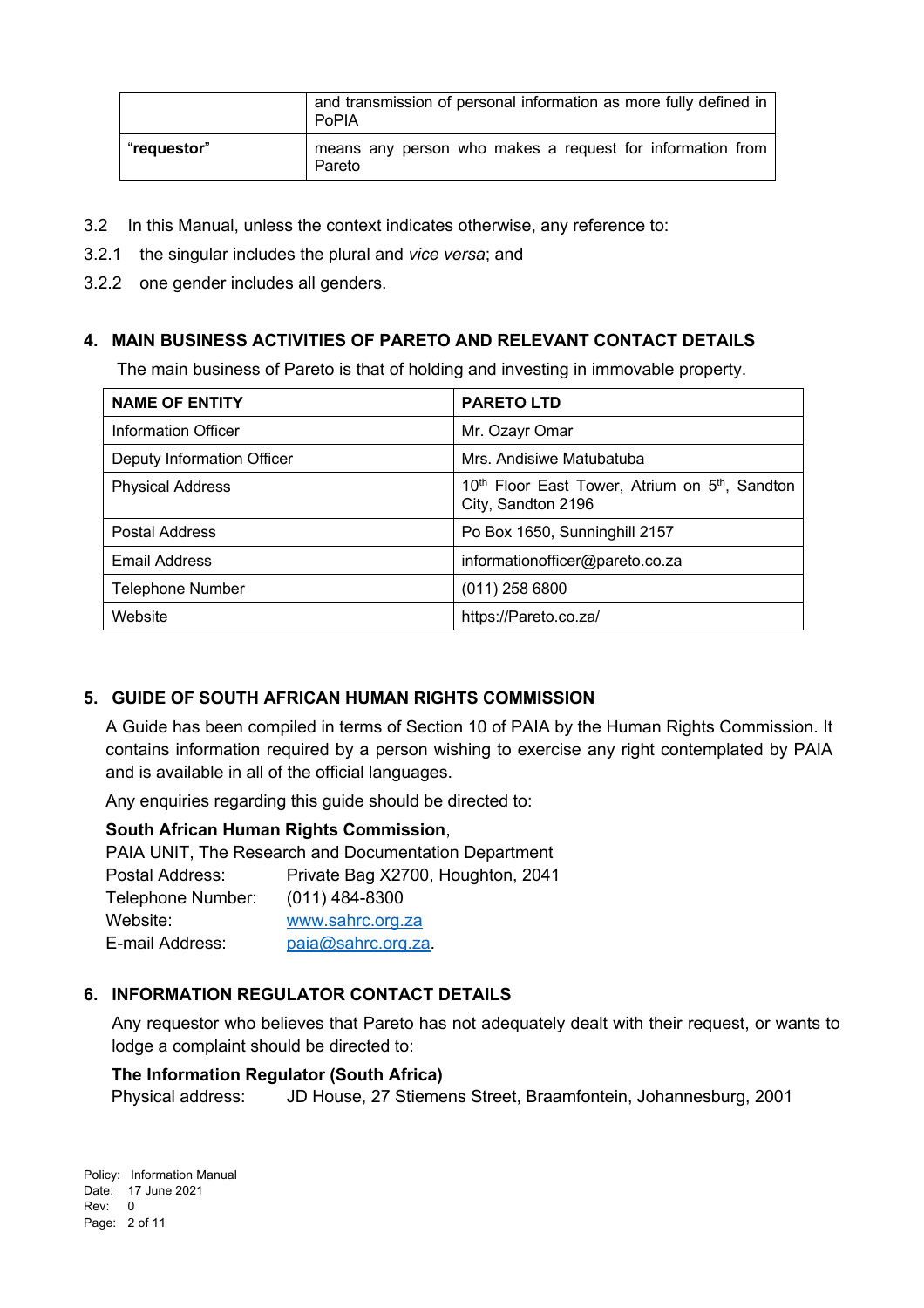|  | and transmission of personal information as more fully defined in PoPIA |
|---|---|
| "**requestor**" | means any person who makes a request for information from Pareto |

3.2 In this Manual, unless the context indicates otherwise, any reference to:

3.2.1 the singular includes the plural and *vice versa*; and

3.2.2 one gender includes all genders.

## 4. MAIN BUSINESS ACTIVITIES OF PARETO AND RELEVANT CONTACT DETAILS

The main business of Pareto is that of holding and investing in immovable property.

| **NAME OF ENTITY** | **PARETO LTD** |
|---|---|
| Information Officer | Mr. Ozayr Omar |
| Deputy Information Officer | Mrs. Andisiwe Matubatuba |
| Physical Address | 10th Floor East Tower, Atrium on 5th, Sandton City, Sandton 2196 |
| Postal Address | Po Box 1650, Sunninghill 2157 |
| Email Address | informationofficer@pareto.co.za |
| Telephone Number | (011) 258 6800 |
| Website | https://Pareto.co.za/ |

## 5. GUIDE OF SOUTH AFRICAN HUMAN RIGHTS COMMISSION

A Guide has been compiled in terms of Section 10 of PAIA by the Human Rights Commission. It contains information required by a person wishing to exercise any right contemplated by PAIA and is available in all of the official languages.

Any enquiries regarding this guide should be directed to:

**South African Human Rights Commission**,
PAIA UNIT, The Research and Documentation Department
Postal Address: Private Bag X2700, Houghton, 2041
Telephone Number: (011) 484-8300
Website: www.sahrc.org.za
E-mail Address: paia@sahrc.org.za.

## 6. INFORMATION REGULATOR CONTACT DETAILS

Any requestor who believes that Pareto has not adequately dealt with their request, or wants to lodge a complaint should be directed to:

**The Information Regulator (South Africa)**
Physical address: JD House, 27 Stiemens Street, Braamfontein, Johannesburg, 2001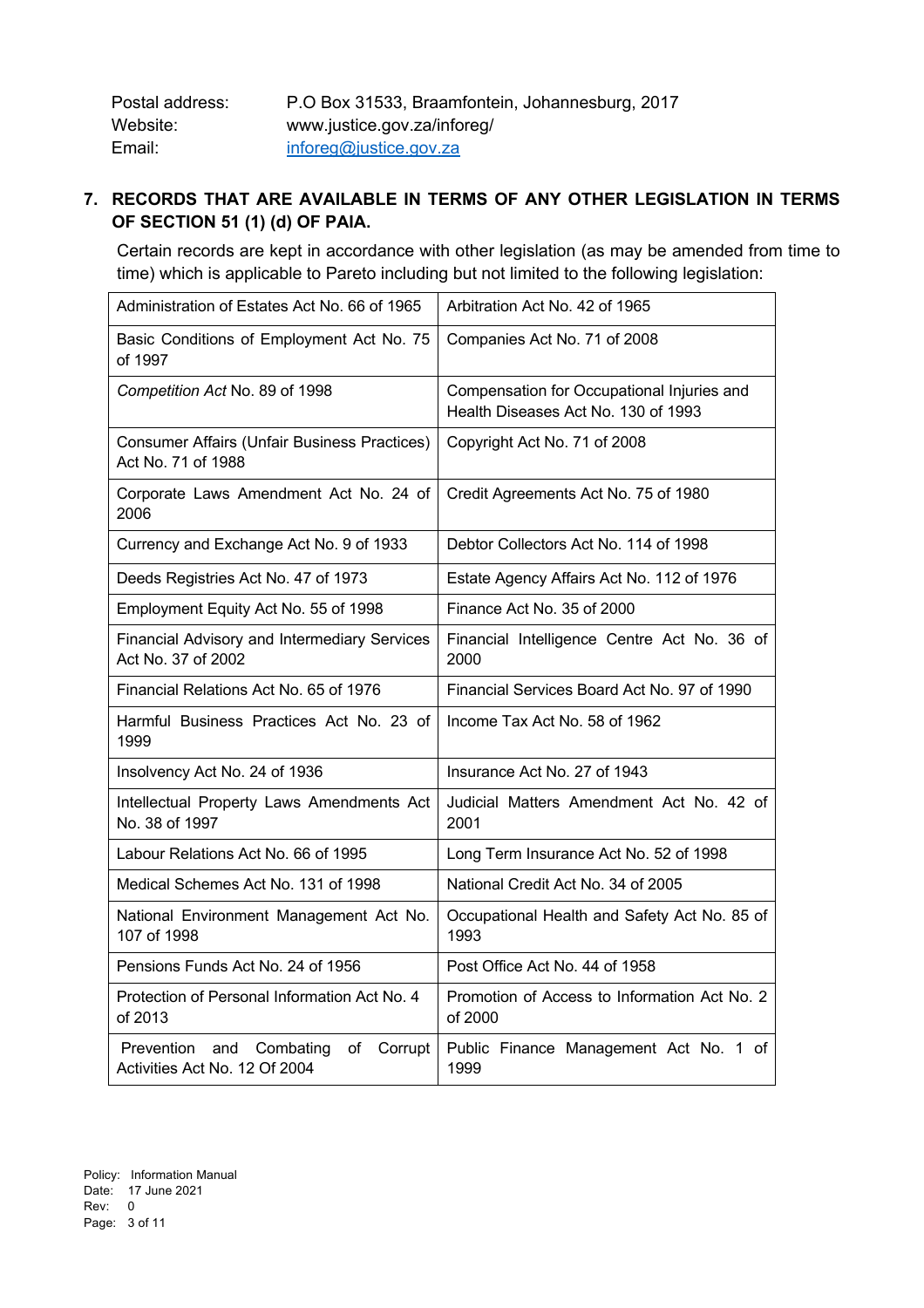Postal address: P.O Box 31533, Braamfontein, Johannesburg, 2017
Website: www.justice.gov.za/inforeg/
Email: inforeg@justice.gov.za

## 7. RECORDS THAT ARE AVAILABLE IN TERMS OF ANY OTHER LEGISLATION IN TERMS OF SECTION 51 (1) (d) OF PAIA.

Certain records are kept in accordance with other legislation (as may be amended from time to time) which is applicable to Pareto including but not limited to the following legislation:

| | |
|---|---|
| Administration of Estates Act No. 66 of 1965 | Arbitration Act No. 42 of 1965 |
| Basic Conditions of Employment Act No. 75 of 1997 | Companies Act No. 71 of 2008 |
| *Competition Act* No. 89 of 1998 | Compensation for Occupational Injuries and Health Diseases Act No. 130 of 1993 |
| Consumer Affairs (Unfair Business Practices) Act No. 71 of 1988 | Copyright Act No. 71 of 2008 |
| Corporate Laws Amendment Act No. 24 of 2006 | Credit Agreements Act No. 75 of 1980 |
| Currency and Exchange Act No. 9 of 1933 | Debtor Collectors Act No. 114 of 1998 |
| Deeds Registries Act No. 47 of 1973 | Estate Agency Affairs Act No. 112 of 1976 |
| Employment Equity Act No. 55 of 1998 | Finance Act No. 35 of 2000 |
| Financial Advisory and Intermediary Services Act No. 37 of 2002 | Financial Intelligence Centre Act No. 36 of 2000 |
| Financial Relations Act No. 65 of 1976 | Financial Services Board Act No. 97 of 1990 |
| Harmful Business Practices Act No. 23 of 1999 | Income Tax Act No. 58 of 1962 |
| Insolvency Act No. 24 of 1936 | Insurance Act No. 27 of 1943 |
| Intellectual Property Laws Amendments Act No. 38 of 1997 | Judicial Matters Amendment Act No. 42 of 2001 |
| Labour Relations Act No. 66 of 1995 | Long Term Insurance Act No. 52 of 1998 |
| Medical Schemes Act No. 131 of 1998 | National Credit Act No. 34 of 2005 |
| National Environment Management Act No. 107 of 1998 | Occupational Health and Safety Act No. 85 of 1993 |
| Pensions Funds Act No. 24 of 1956 | Post Office Act No. 44 of 1958 |
| Protection of Personal Information Act No. 4 of 2013 | Promotion of Access to Information Act No. 2 of 2000 |
| Prevention and Combating of Corrupt Activities Act No. 12 Of 2004 | Public Finance Management Act No. 1 of 1999 |

Policy: Information Manual
Date: 17 June 2021
Rev: 0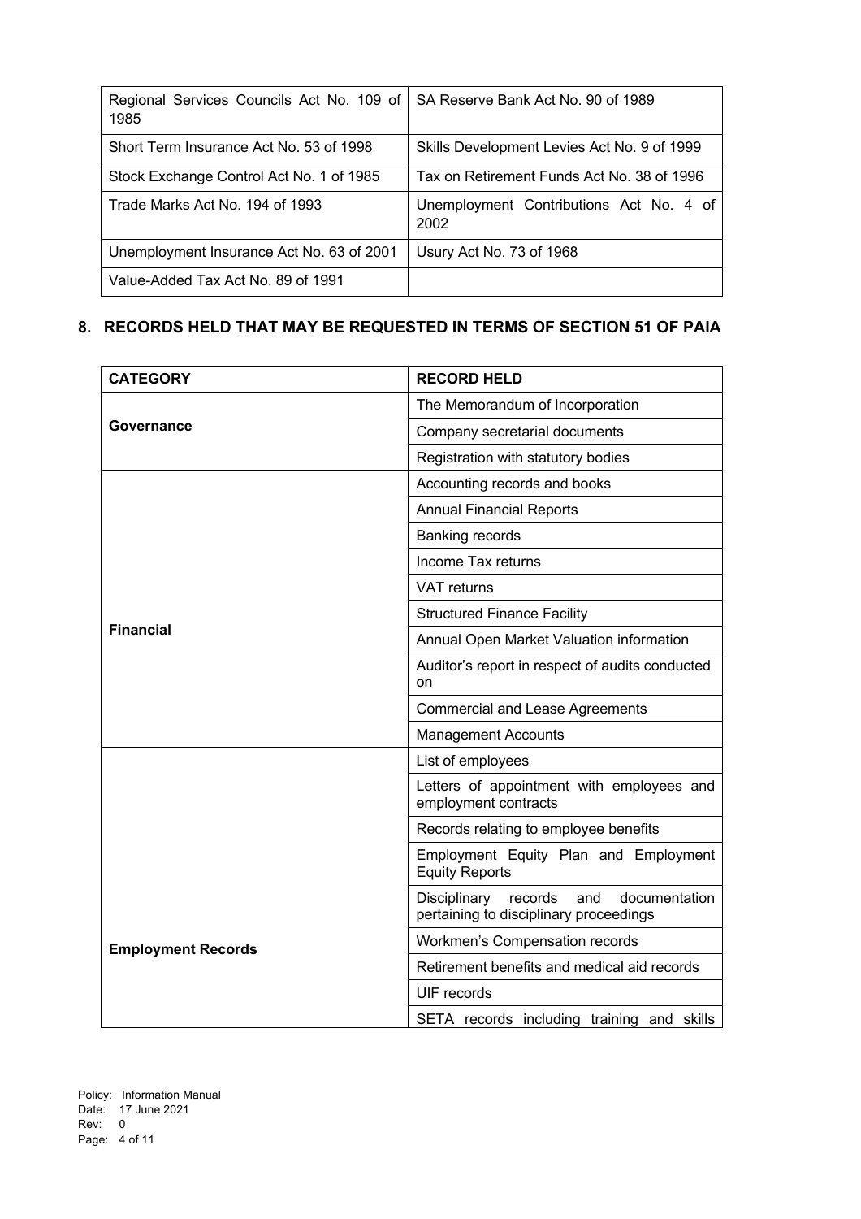| | |
|---|---|
| Regional Services Councils Act No. 109 of 1985 | SA Reserve Bank Act No. 90 of 1989 |
| Short Term Insurance Act No. 53 of 1998 | Skills Development Levies Act No. 9 of 1999 |
| Stock Exchange Control Act No. 1 of 1985 | Tax on Retirement Funds Act No. 38 of 1996 |
| Trade Marks Act No. 194 of 1993 | Unemployment Contributions Act No. 4 of 2002 |
| Unemployment Insurance Act No. 63 of 2001 | Usury Act No. 73 of 1968 |
| Value-Added Tax Act No. 89 of 1991 | |

## 8. RECORDS HELD THAT MAY BE REQUESTED IN TERMS OF SECTION 51 OF PAIA

| CATEGORY | RECORD HELD |
|---|---|
| **Governance** | The Memorandum of Incorporation |
| | Company secretarial documents |
| | Registration with statutory bodies |
| **Financial** | Accounting records and books |
| | Annual Financial Reports |
| | Banking records |
| | Income Tax returns |
| | VAT returns |
| | Structured Finance Facility |
| | Annual Open Market Valuation information |
| | Auditor's report in respect of audits conducted on |
| | Commercial and Lease Agreements |
| | Management Accounts |
| **Employment Records** | List of employees |
| | Letters of appointment with employees and employment contracts |
| | Records relating to employee benefits |
| | Employment Equity Plan and Employment Equity Reports |
| | Disciplinary records and documentation pertaining to disciplinary proceedings |
| | Workmen's Compensation records |
| | Retirement benefits and medical aid records |
| | UIF records |
| | SETA records including training and skills |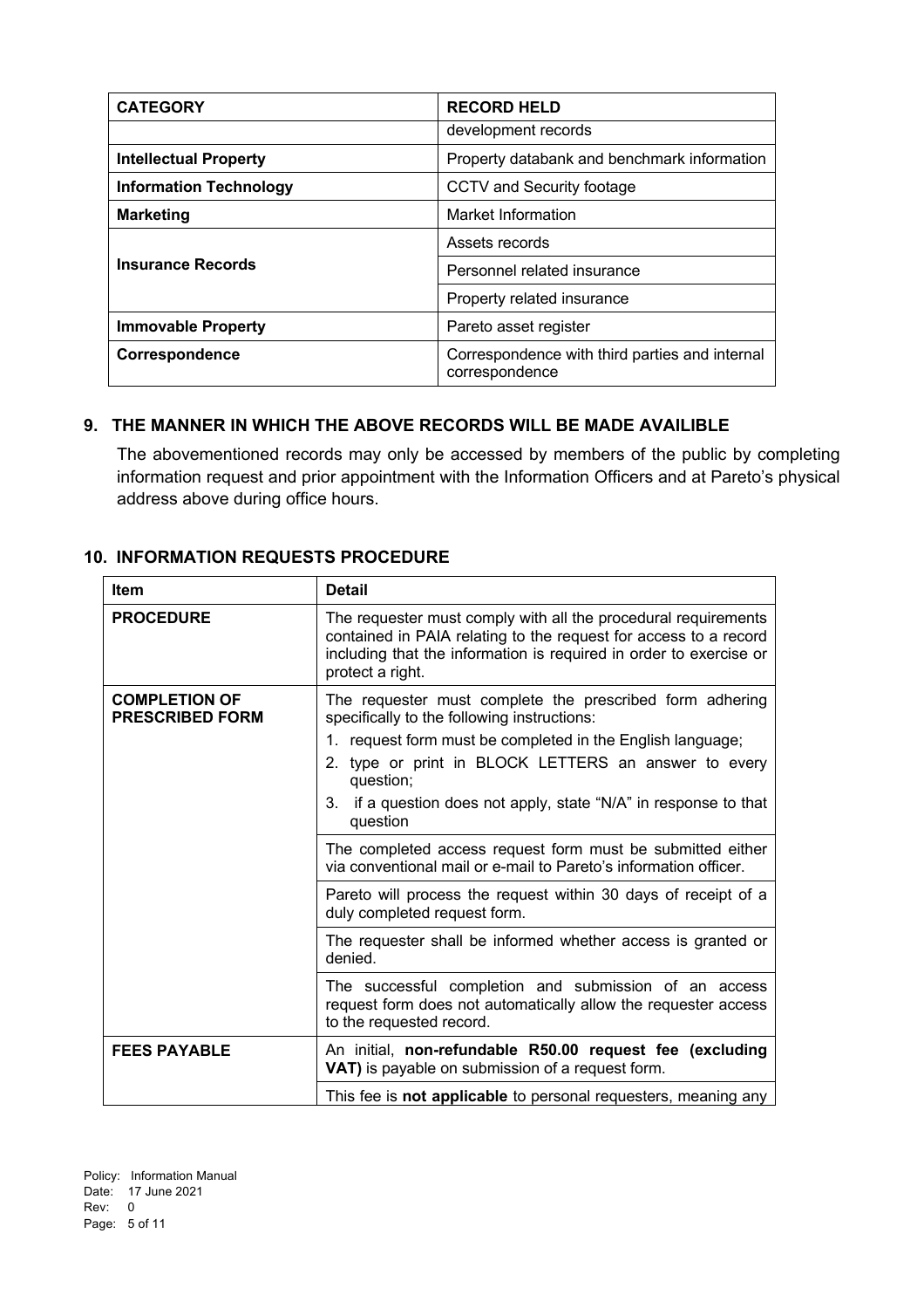| CATEGORY | RECORD HELD |
| --- | --- |
| | development records |
| **Intellectual Property** | Property databank and benchmark information |
| **Information Technology** | CCTV and Security footage |
| **Marketing** | Market Information |
| **Insurance Records** | Assets records |
| | Personnel related insurance |
| | Property related insurance |
| **Immovable Property** | Pareto asset register |
| **Correspondence** | Correspondence with third parties and internal correspondence |

## 9. THE MANNER IN WHICH THE ABOVE RECORDS WILL BE MADE AVAILIBLE

The abovementioned records may only be accessed by members of the public by completing information request and prior appointment with the Information Officers and at Pareto's physical address above during office hours.

## 10. INFORMATION REQUESTS PROCEDURE

| Item | Detail |
| --- | --- |
| **PROCEDURE** | The requester must comply with all the procedural requirements contained in PAIA relating to the request for access to a record including that the information is required in order to exercise or protect a right. |
| **COMPLETION OF PRESCRIBED FORM** | The requester must complete the prescribed form adhering specifically to the following instructions: 1. request form must be completed in the English language; 2. type or print in BLOCK LETTERS an answer to every question; 3. if a question does not apply, state "N/A" in response to that question |
| | The completed access request form must be submitted either via conventional mail or e-mail to Pareto's information officer. |
| | Pareto will process the request within 30 days of receipt of a duly completed request form. |
| | The requester shall be informed whether access is granted or denied. |
| | The successful completion and submission of an access request form does not automatically allow the requester access to the requested record. |
| **FEES PAYABLE** | An initial, **non-refundable R50.00 request fee (excluding VAT)** is payable on submission of a request form. |
| | This fee is **not applicable** to personal requesters, meaning any |

Policy: Information Manual
Date: 17 June 2021
Rev: 0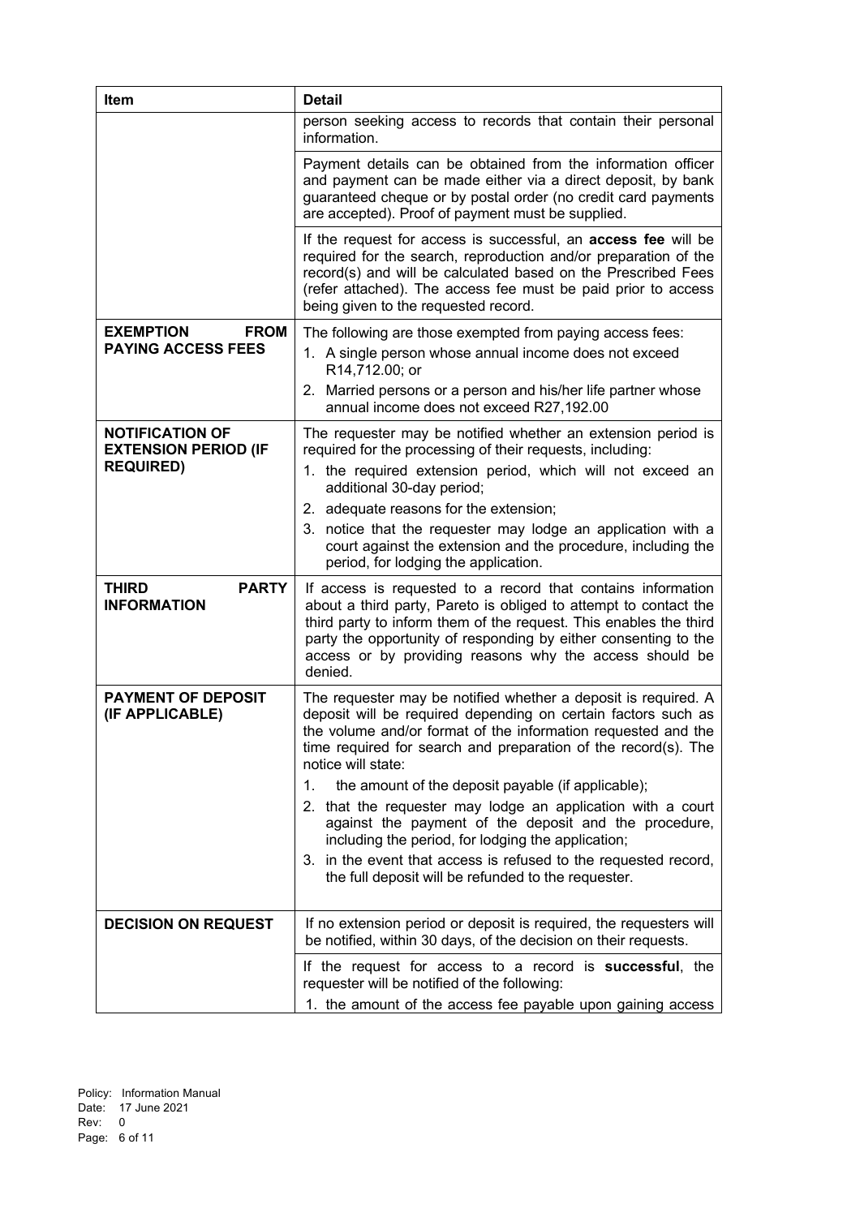| Item | Detail |
| --- | --- |
| | person seeking access to records that contain their personal information.<br><br>Payment details can be obtained from the information officer and payment can be made either via a direct deposit, by bank guaranteed cheque or by postal order (no credit card payments are accepted). Proof of payment must be supplied.<br><br>If the request for access is successful, an **access fee** will be required for the search, reproduction and/or preparation of the record(s) and will be calculated based on the Prescribed Fees (refer attached). The access fee must be paid prior to access being given to the requested record. |
| **EXEMPTION FROM PAYING ACCESS FEES** | The following are those exempted from paying access fees:<br>1. A single person whose annual income does not exceed R14,712.00; or<br>2. Married persons or a person and his/her life partner whose annual income does not exceed R27,192.00 |
| **NOTIFICATION OF EXTENSION PERIOD (IF REQUIRED)** | The requester may be notified whether an extension period is required for the processing of their requests, including:<br>1. the required extension period, which will not exceed an additional 30-day period;<br>2. adequate reasons for the extension;<br>3. notice that the requester may lodge an application with a court against the extension and the procedure, including the period, for lodging the application. |
| **THIRD PARTY INFORMATION** | If access is requested to a record that contains information about a third party, Pareto is obliged to attempt to contact the third party to inform them of the request. This enables the third party the opportunity of responding by either consenting to the access or by providing reasons why the access should be denied. |
| **PAYMENT OF DEPOSIT (IF APPLICABLE)** | The requester may be notified whether a deposit is required. A deposit will be required depending on certain factors such as the volume and/or format of the information requested and the time required for search and preparation of the record(s). The notice will state:<br>1. the amount of the deposit payable (if applicable);<br>2. that the requester may lodge an application with a court against the payment of the deposit and the procedure, including the period, for lodging the application;<br>3. in the event that access is refused to the requested record, the full deposit will be refunded to the requester. |
| **DECISION ON REQUEST** | If no extension period or deposit is required, the requesters will be notified, within 30 days, of the decision on their requests.<br><br>If the request for access to a record is **successful**, the requester will be notified of the following:<br>1. the amount of the access fee payable upon gaining access |

Policy: Information Manual
Date: 17 June 2021
Rev: 0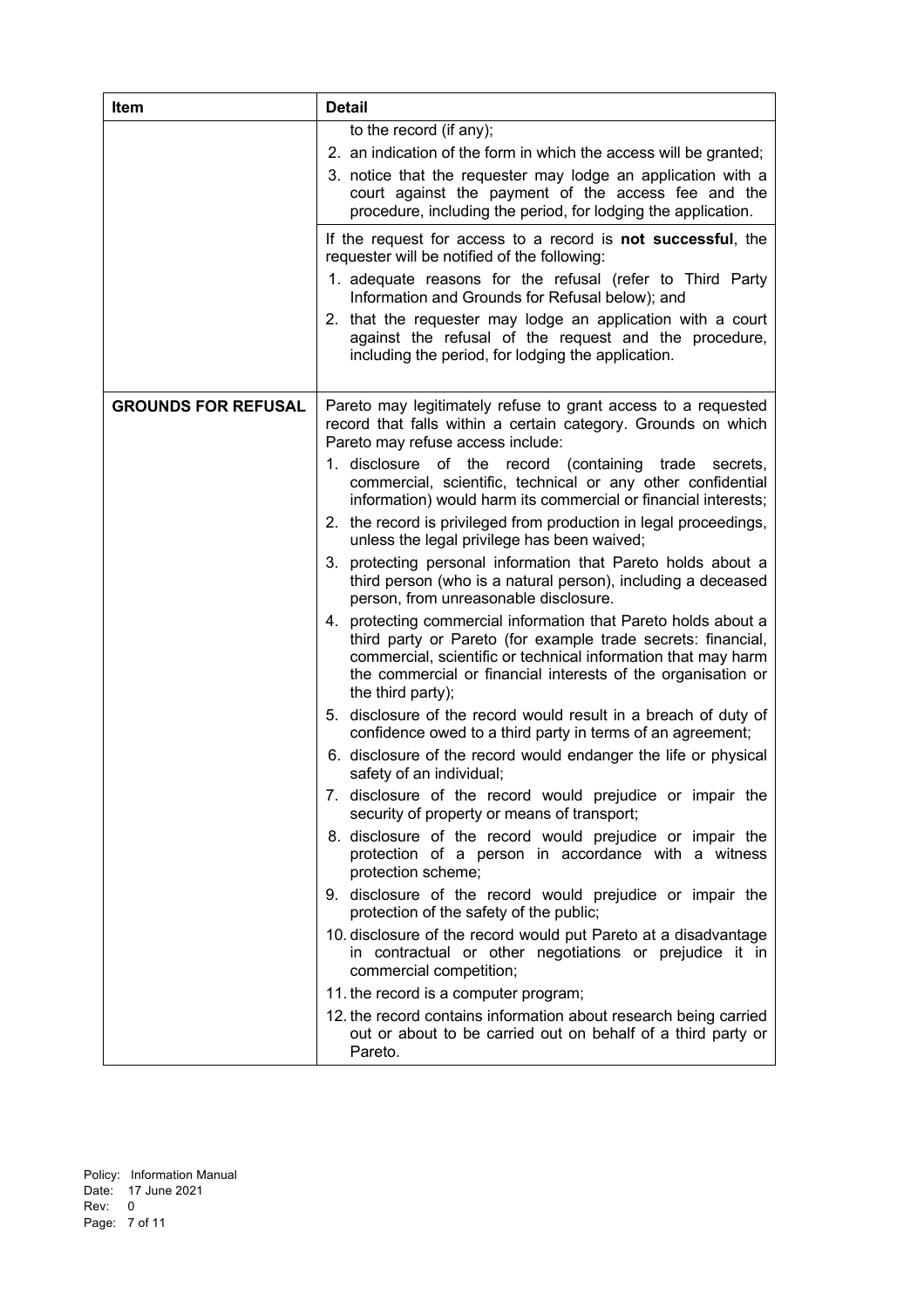| Item | Detail |
| --- | --- |
| | to the record (if any);<br>2. an indication of the form in which the access will be granted;<br>3. notice that the requester may lodge an application with a court against the payment of the access fee and the procedure, including the period, for lodging the application.<br><br>If the request for access to a record is **not successful**, the requester will be notified of the following:<br>1. adequate reasons for the refusal (refer to Third Party Information and Grounds for Refusal below); and<br>2. that the requester may lodge an application with a court against the refusal of the request and the procedure, including the period, for lodging the application. |
| **GROUNDS FOR REFUSAL** | Pareto may legitimately refuse to grant access to a requested record that falls within a certain category. Grounds on which Pareto may refuse access include:<br>1. disclosure of the record (containing trade secrets, commercial, scientific, technical or any other confidential information) would harm its commercial or financial interests;<br>2. the record is privileged from production in legal proceedings, unless the legal privilege has been waived;<br>3. protecting personal information that Pareto holds about a third person (who is a natural person), including a deceased person, from unreasonable disclosure.<br>4. protecting commercial information that Pareto holds about a third party or Pareto (for example trade secrets: financial, commercial, scientific or technical information that may harm the commercial or financial interests of the organisation or the third party);<br>5. disclosure of the record would result in a breach of duty of confidence owed to a third party in terms of an agreement;<br>6. disclosure of the record would endanger the life or physical safety of an individual;<br>7. disclosure of the record would prejudice or impair the security of property or means of transport;<br>8. disclosure of the record would prejudice or impair the protection of a person in accordance with a witness protection scheme;<br>9. disclosure of the record would prejudice or impair the protection of the safety of the public;<br>10. disclosure of the record would put Pareto at a disadvantage in contractual or other negotiations or prejudice it in commercial competition;<br>11. the record is a computer program;<br>12. the record contains information about research being carried out or about to be carried out on behalf of a third party or Pareto. |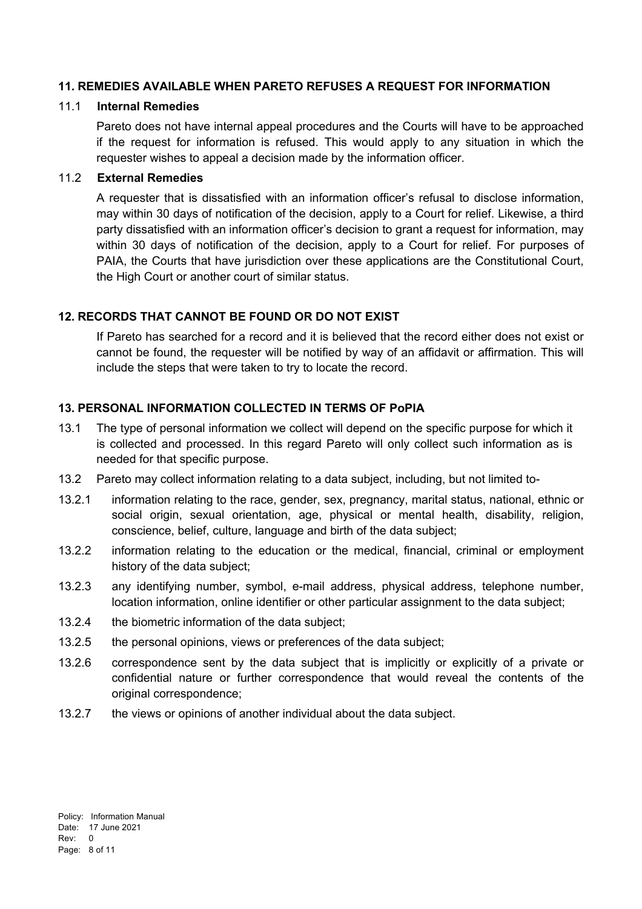## 11. REMEDIES AVAILABLE WHEN PARETO REFUSES A REQUEST FOR INFORMATION

### 11.1 Internal Remedies

Pareto does not have internal appeal procedures and the Courts will have to be approached if the request for information is refused. This would apply to any situation in which the requester wishes to appeal a decision made by the information officer.

### 11.2 External Remedies

A requester that is dissatisfied with an information officer's refusal to disclose information, may within 30 days of notification of the decision, apply to a Court for relief. Likewise, a third party dissatisfied with an information officer's decision to grant a request for information, may within 30 days of notification of the decision, apply to a Court for relief. For purposes of PAIA, the Courts that have jurisdiction over these applications are the Constitutional Court, the High Court or another court of similar status.

## 12. RECORDS THAT CANNOT BE FOUND OR DO NOT EXIST

If Pareto has searched for a record and it is believed that the record either does not exist or cannot be found, the requester will be notified by way of an affidavit or affirmation. This will include the steps that were taken to try to locate the record.

## 13. PERSONAL INFORMATION COLLECTED IN TERMS OF PoPIA

13.1 The type of personal information we collect will depend on the specific purpose for which it is collected and processed. In this regard Pareto will only collect such information as is needed for that specific purpose.

13.2 Pareto may collect information relating to a data subject, including, but not limited to-

13.2.1 information relating to the race, gender, sex, pregnancy, marital status, national, ethnic or social origin, sexual orientation, age, physical or mental health, disability, religion, conscience, belief, culture, language and birth of the data subject;

13.2.2 information relating to the education or the medical, financial, criminal or employment history of the data subject;

13.2.3 any identifying number, symbol, e-mail address, physical address, telephone number, location information, online identifier or other particular assignment to the data subject;

13.2.4 the biometric information of the data subject;

13.2.5 the personal opinions, views or preferences of the data subject;

13.2.6 correspondence sent by the data subject that is implicitly or explicitly of a private or confidential nature or further correspondence that would reveal the contents of the original correspondence;

13.2.7 the views or opinions of another individual about the data subject.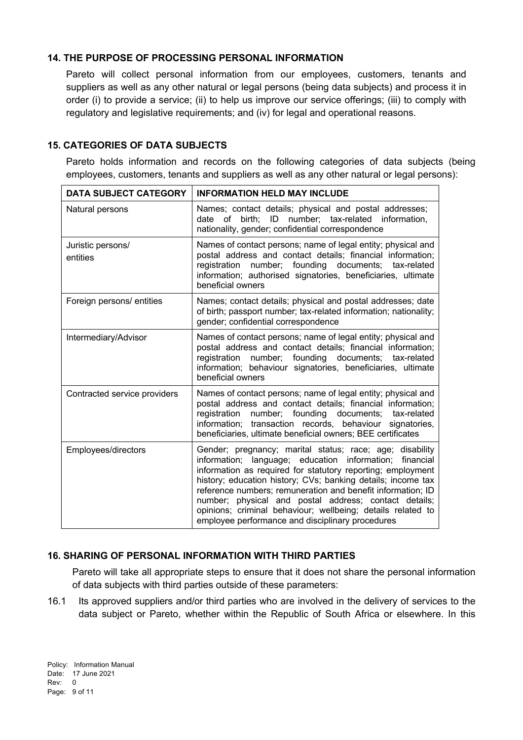## 14. THE PURPOSE OF PROCESSING PERSONAL INFORMATION

Pareto will collect personal information from our employees, customers, tenants and suppliers as well as any other natural or legal persons (being data subjects) and process it in order (i) to provide a service; (ii) to help us improve our service offerings; (iii) to comply with regulatory and legislative requirements; and (iv) for legal and operational reasons.

## 15. CATEGORIES OF DATA SUBJECTS

Pareto holds information and records on the following categories of data subjects (being employees, customers, tenants and suppliers as well as any other natural or legal persons):

| DATA SUBJECT CATEGORY | INFORMATION HELD MAY INCLUDE |
|---|---|
| Natural persons | Names; contact details; physical and postal addresses; date of birth; ID number; tax-related information, nationality, gender; confidential correspondence |
| Juristic persons/ entities | Names of contact persons; name of legal entity; physical and postal address and contact details; financial information; registration number; founding documents; tax-related information; authorised signatories, beneficiaries, ultimate beneficial owners |
| Foreign persons/ entities | Names; contact details; physical and postal addresses; date of birth; passport number; tax-related information; nationality; gender; confidential correspondence |
| Intermediary/Advisor | Names of contact persons; name of legal entity; physical and postal address and contact details; financial information; registration number; founding documents; tax-related information; behaviour signatories, beneficiaries, ultimate beneficial owners |
| Contracted service providers | Names of contact persons; name of legal entity; physical and postal address and contact details; financial information; registration number; founding documents; tax-related information; transaction records, behaviour signatories, beneficiaries, ultimate beneficial owners; BEE certificates |
| Employees/directors | Gender; pregnancy; marital status; race; age; disability information; language; education information; financial information as required for statutory reporting; employment history; education history; CVs; banking details; income tax reference numbers; remuneration and benefit information; ID number; physical and postal address; contact details; opinions; criminal behaviour; wellbeing; details related to employee performance and disciplinary procedures |

## 16. SHARING OF PERSONAL INFORMATION WITH THIRD PARTIES

Pareto will take all appropriate steps to ensure that it does not share the personal information of data subjects with third parties outside of these parameters:

16.1 Its approved suppliers and/or third parties who are involved in the delivery of services to the data subject or Pareto, whether within the Republic of South Africa or elsewhere. In this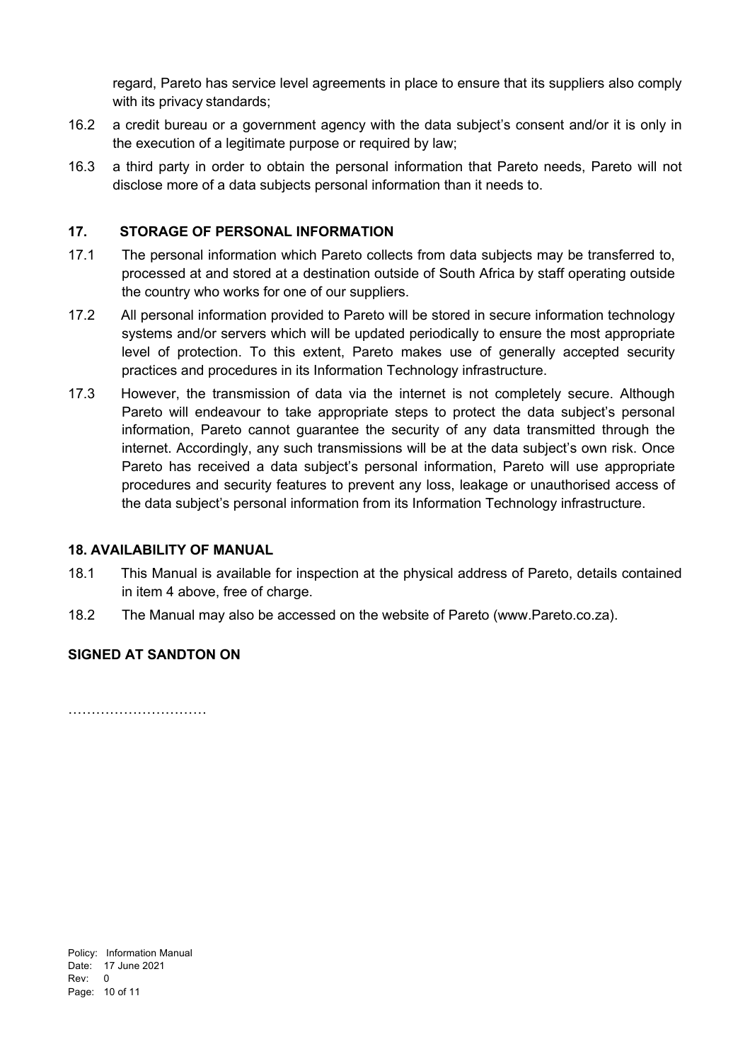regard, Pareto has service level agreements in place to ensure that its suppliers also comply with its privacy standards;

16.2 a credit bureau or a government agency with the data subject's consent and/or it is only in the execution of a legitimate purpose or required by law;

16.3 a third party in order to obtain the personal information that Pareto needs, Pareto will not disclose more of a data subjects personal information than it needs to.

## 17. STORAGE OF PERSONAL INFORMATION

17.1 The personal information which Pareto collects from data subjects may be transferred to, processed at and stored at a destination outside of South Africa by staff operating outside the country who works for one of our suppliers.

17.2 All personal information provided to Pareto will be stored in secure information technology systems and/or servers which will be updated periodically to ensure the most appropriate level of protection. To this extent, Pareto makes use of generally accepted security practices and procedures in its Information Technology infrastructure.

17.3 However, the transmission of data via the internet is not completely secure. Although Pareto will endeavour to take appropriate steps to protect the data subject's personal information, Pareto cannot guarantee the security of any data transmitted through the internet. Accordingly, any such transmissions will be at the data subject's own risk. Once Pareto has received a data subject's personal information, Pareto will use appropriate procedures and security features to prevent any loss, leakage or unauthorised access of the data subject's personal information from its Information Technology infrastructure.

## 18. AVAILABILITY OF MANUAL

18.1 This Manual is available for inspection at the physical address of Pareto, details contained in item 4 above, free of charge.

18.2 The Manual may also be accessed on the website of Pareto (www.Pareto.co.za).

**SIGNED AT SANDTON ON**

…………………………

Policy: Information Manual
Date: 17 June 2021
Rev: 0